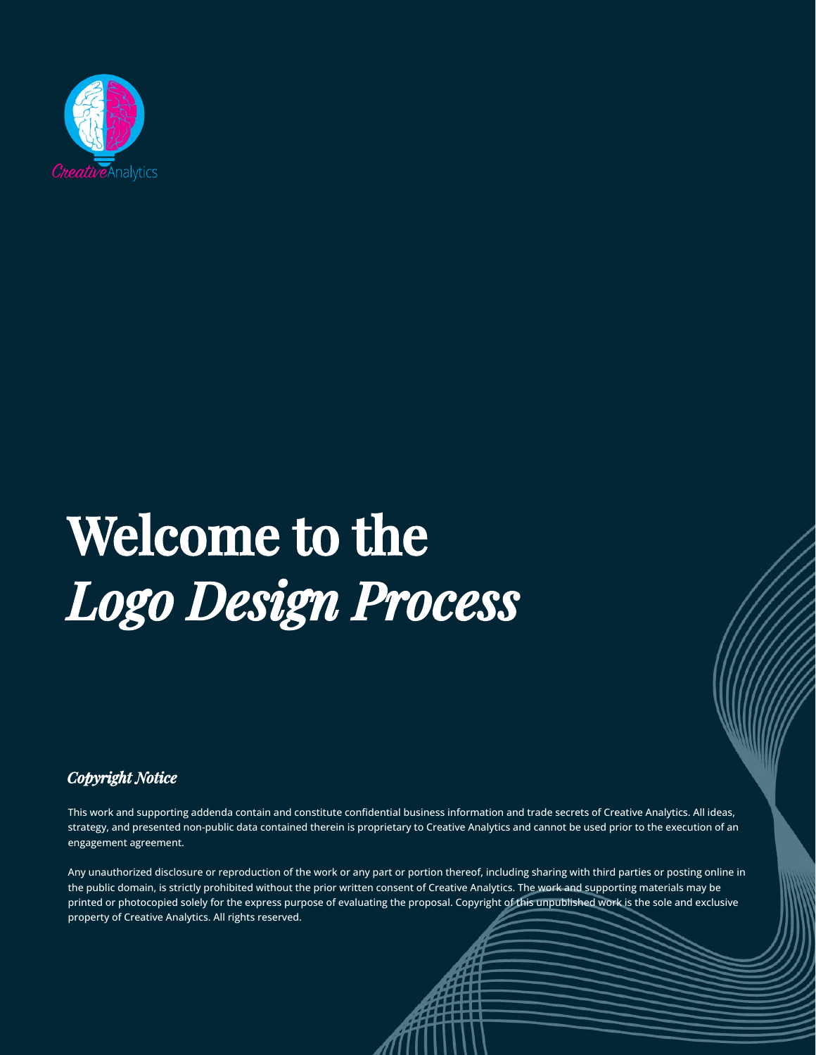CreativeAnalytics

# Welcome to the *Logo Design Process*

### *Copyright Notice*

This work and supporting addenda contain and constitute confidential business information and trade secrets of Creative Analytics. All ideas, strategy, and presented non-public data contained therein is proprietary to Creative Analytics and cannot be used prior to the execution of an engagement agreement.

Any unauthorized disclosure or reproduction of the work or any part or portion thereof, including sharing with third parties or posting online in the public domain, is strictly prohibited without the prior written consent of Creative Analytics. The work and supporting materials may be printed or photocopied solely for the express purpose of evaluating the proposal. Copyright of this unpublished work is the sole and exclusive property of Creative Analytics. All rights reserved.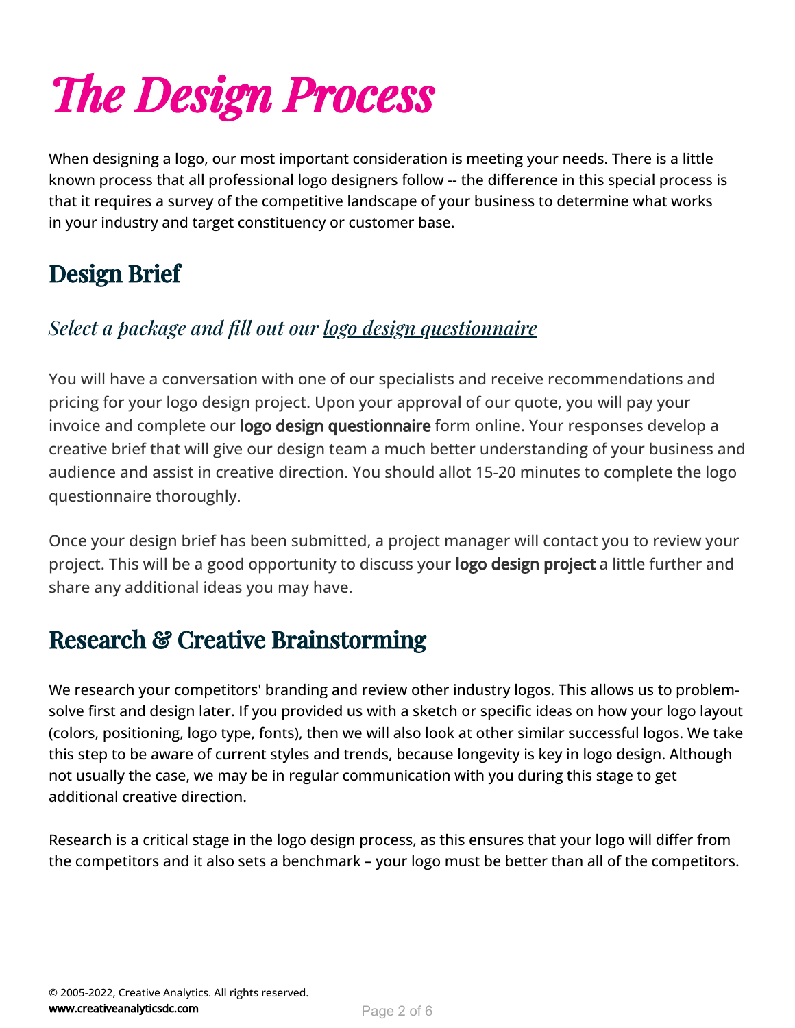# *The Design Process*

When designing a logo, our most important consideration is meeting your needs. There is a little known process that all professional logo designers follow -- the difference in this special process is that it requires a survey of the competitive landscape of your business to determine what works in your industry and target constituency or customer base.

## Design Brief

### *Select a package and fill out our logo design questionnaire*

You will have a conversation with one of our specialists and receive recommendations and pricing for your logo design project. Upon your approval of our quote, you will pay your invoice and complete our **logo design questionnaire** form online. Your responses develop a creative brief that will give our design team a much better understanding of your business and audience and assist in creative direction. You should allot 15-20 minutes to complete the logo questionnaire thoroughly.

Once your design brief has been submitted, a project manager will contact you to review your project. This will be a good opportunity to discuss your **logo design project** a little further and share any additional ideas you may have.

## Research & Creative Brainstorming

We research your competitors' branding and review other industry logos. This allows us to problem-solve first and design later. If you provided us with a sketch or specific ideas on how your logo layout (colors, positioning, logo type, fonts), then we will also look at other similar successful logos. We take this step to be aware of current styles and trends, because longevity is key in logo design. Although not usually the case, we may be in regular communication with you during this stage to get additional creative direction.

Research is a critical stage in the logo design process, as this ensures that your logo will differ from the competitors and it also sets a benchmark – your logo must be better than all of the competitors.

© 2005-2022, Creative Analytics. All rights reserved.
**www.creativeanalyticsdc.com**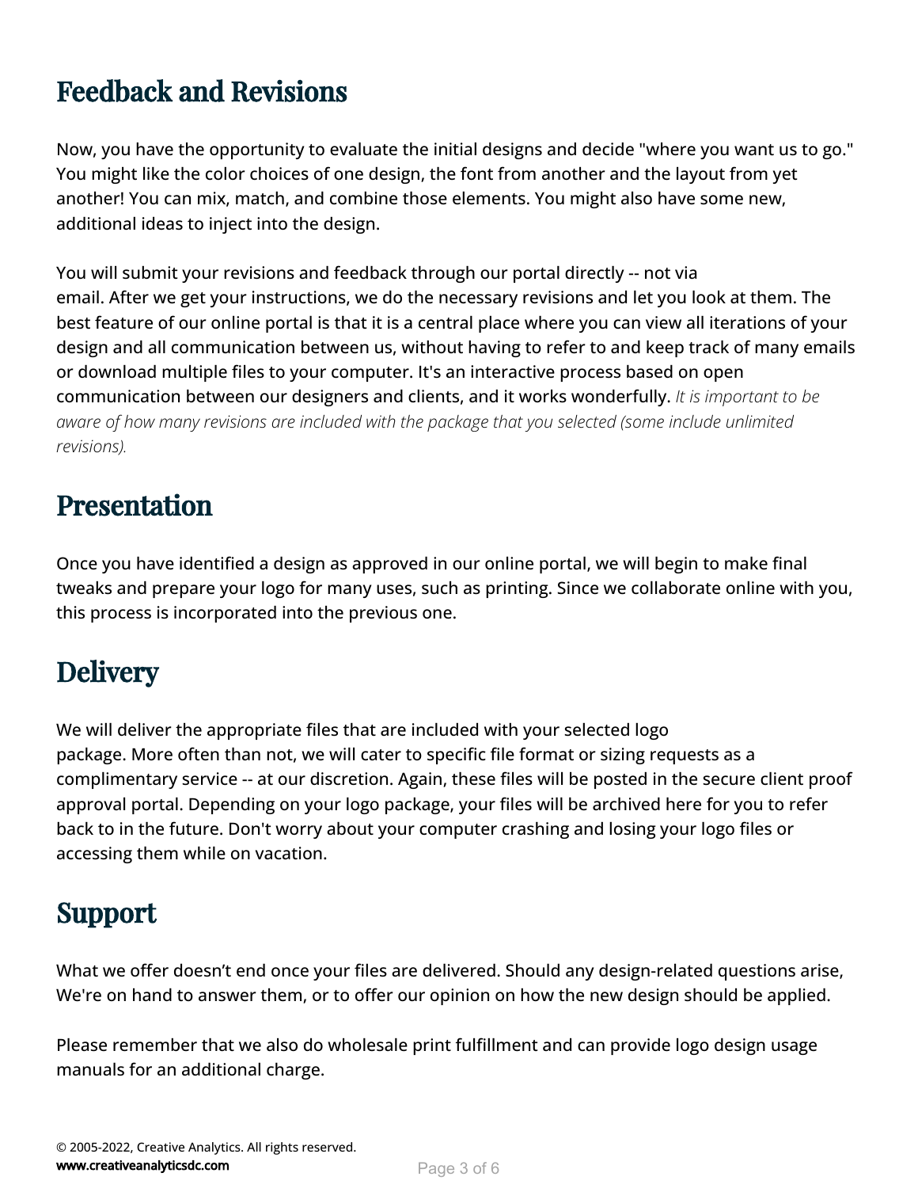## Feedback and Revisions

Now, you have the opportunity to evaluate the initial designs and decide "where you want us to go." You might like the color choices of one design, the font from another and the layout from yet another! You can mix, match, and combine those elements. You might also have some new, additional ideas to inject into the design.

You will submit your revisions and feedback through our portal directly -- not via email. After we get your instructions, we do the necessary revisions and let you look at them. The best feature of our online portal is that it is a central place where you can view all iterations of your design and all communication between us, without having to refer to and keep track of many emails or download multiple files to your computer. It's an interactive process based on open communication between our designers and clients, and it works wonderfully. *It is important to be aware of how many revisions are included with the package that you selected (some include unlimited revisions).*

## Presentation

Once you have identified a design as approved in our online portal, we will begin to make final tweaks and prepare your logo for many uses, such as printing. Since we collaborate online with you, this process is incorporated into the previous one.

## Delivery

We will deliver the appropriate files that are included with your selected logo package. More often than not, we will cater to specific file format or sizing requests as a complimentary service -- at our discretion. Again, these files will be posted in the secure client proof approval portal. Depending on your logo package, your files will be archived here for you to refer back to in the future. Don't worry about your computer crashing and losing your logo files or accessing them while on vacation.

## Support

What we offer doesn't end once your files are delivered. Should any design-related questions arise, We're on hand to answer them, or to offer our opinion on how the new design should be applied.

Please remember that we also do wholesale print fulfillment and can provide logo design usage manuals for an additional charge.

© 2005-2022, Creative Analytics. All rights reserved.
**www.creativeanalyticsdc.com**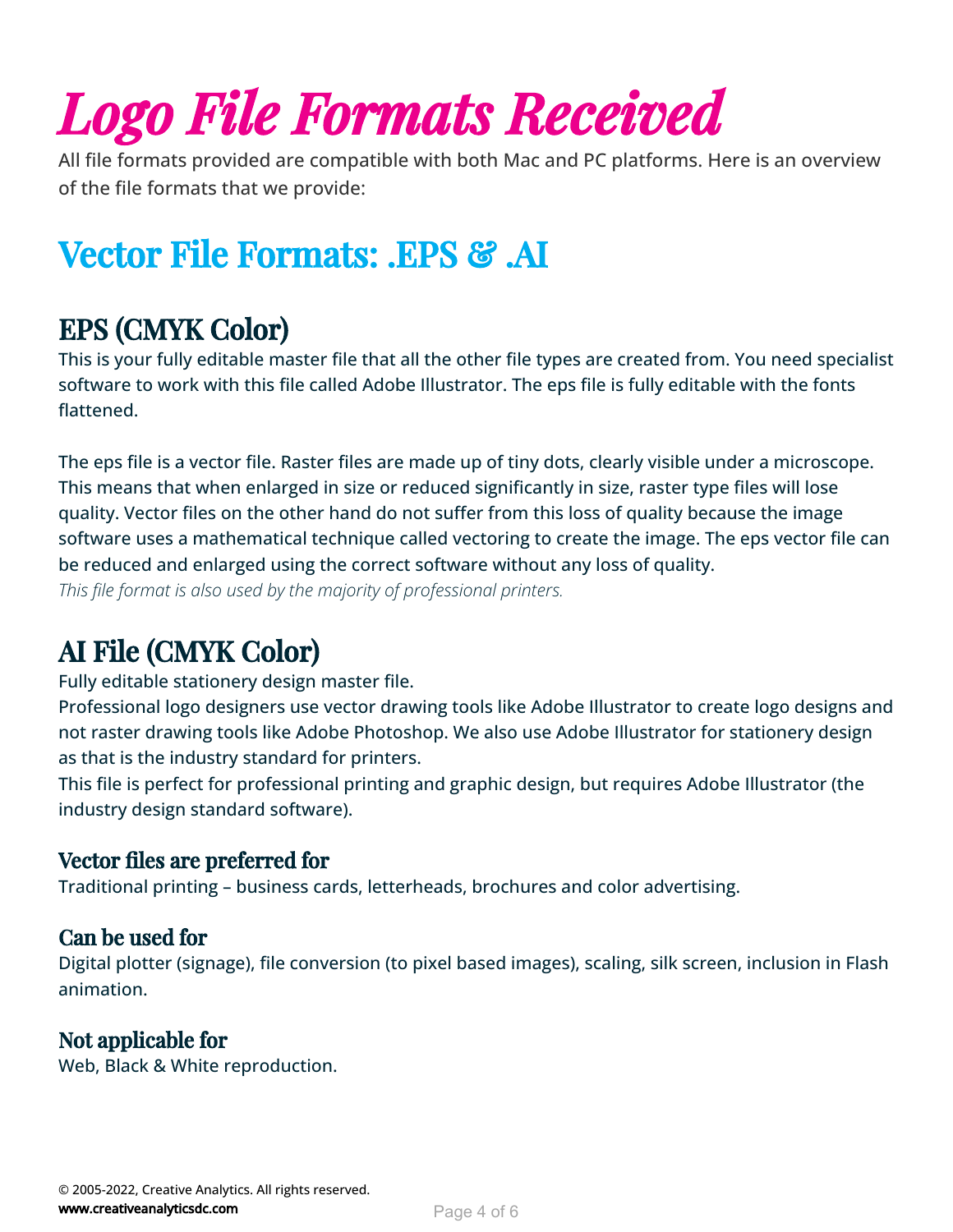# Logo File Formats Received

All file formats provided are compatible with both Mac and PC platforms. Here is an overview of the file formats that we provide:

## Vector File Formats: .EPS & .AI

### EPS (CMYK Color)

This is your fully editable master file that all the other file types are created from. You need specialist software to work with this file called Adobe Illustrator. The eps file is fully editable with the fonts flattened.

The eps file is a vector file. Raster files are made up of tiny dots, clearly visible under a microscope. This means that when enlarged in size or reduced significantly in size, raster type files will lose quality. Vector files on the other hand do not suffer from this loss of quality because the image software uses a mathematical technique called vectoring to create the image. The eps vector file can be reduced and enlarged using the correct software without any loss of quality.
*This file format is also used by the majority of professional printers.*

### AI File (CMYK Color)

Fully editable stationery design master file.
Professional logo designers use vector drawing tools like Adobe Illustrator to create logo designs and not raster drawing tools like Adobe Photoshop. We also use Adobe Illustrator for stationery design as that is the industry standard for printers.
This file is perfect for professional printing and graphic design, but requires Adobe Illustrator (the industry design standard software).

#### Vector files are preferred for

Traditional printing – business cards, letterheads, brochures and color advertising.

#### Can be used for

Digital plotter (signage), file conversion (to pixel based images), scaling, silk screen, inclusion in Flash animation.

#### Not applicable for

Web, Black & White reproduction.

© 2005-2022, Creative Analytics. All rights reserved.
**www.creativeanalyticsdc.com**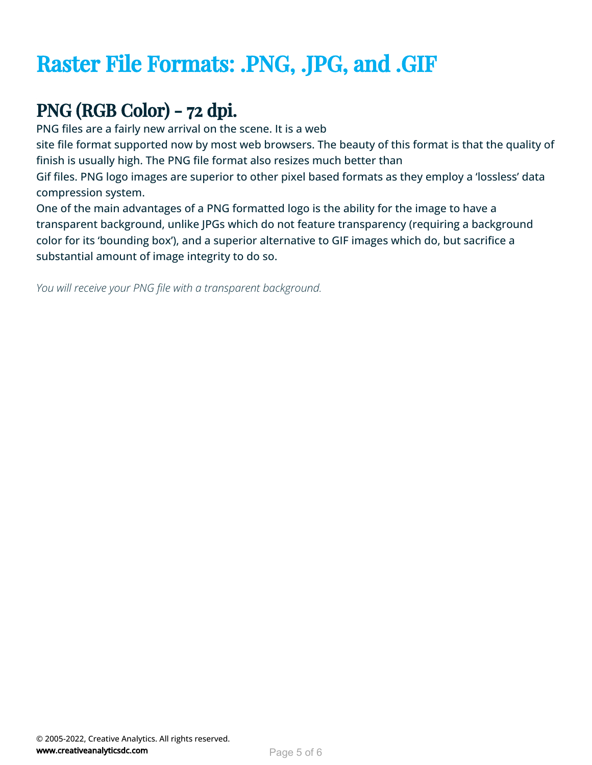# Raster File Formats: .PNG, .JPG, and .GIF

## PNG (RGB Color) – 72 dpi.

PNG files are a fairly new arrival on the scene. It is a web site file format supported now by most web browsers. The beauty of this format is that the quality of finish is usually high. The PNG file format also resizes much better than Gif files. PNG logo images are superior to other pixel based formats as they employ a 'lossless' data compression system.

One of the main advantages of a PNG formatted logo is the ability for the image to have a transparent background, unlike JPGs which do not feature transparency (requiring a background color for its 'bounding box'), and a superior alternative to GIF images which do, but sacrifice a substantial amount of image integrity to do so.

*You will receive your PNG file with a transparent background.*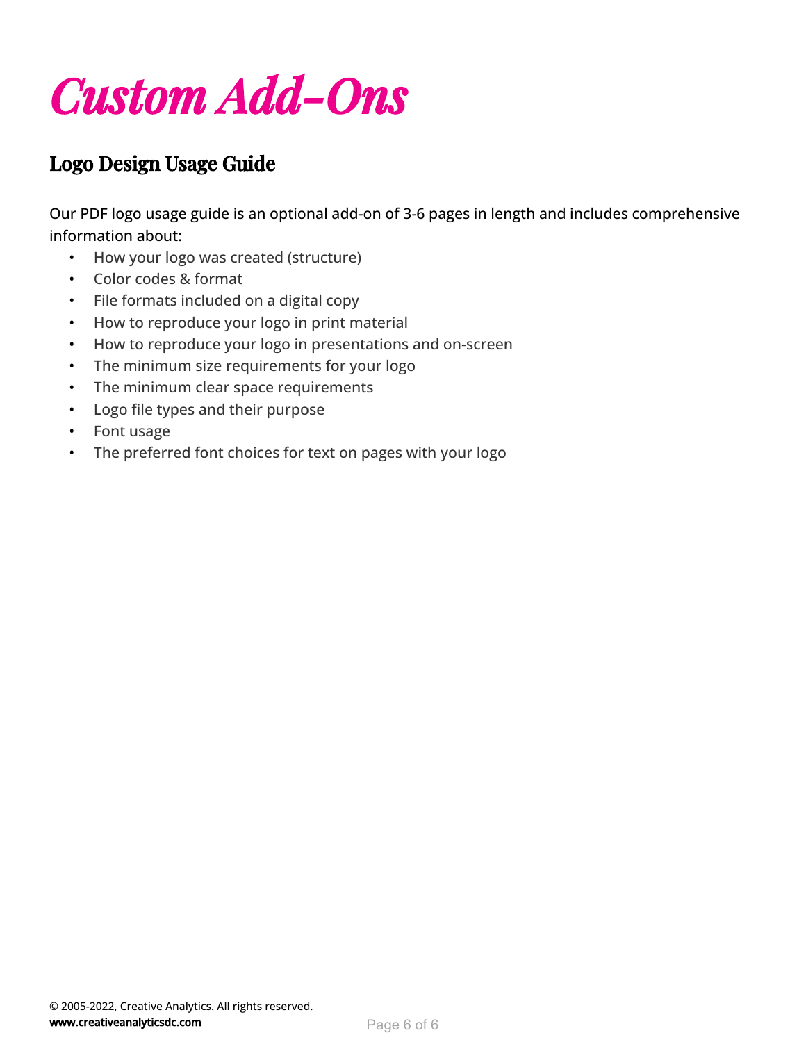# *Custom Add-Ons*

## Logo Design Usage Guide

Our PDF logo usage guide is an optional add-on of 3-6 pages in length and includes comprehensive information about:

- How your logo was created (structure)
- Color codes & format
- File formats included on a digital copy
- How to reproduce your logo in print material
- How to reproduce your logo in presentations and on-screen
- The minimum size requirements for your logo
- The minimum clear space requirements
- Logo file types and their purpose
- Font usage
- The preferred font choices for text on pages with your logo

© 2005-2022, Creative Analytics. All rights reserved.
**www.creativeanalyticsdc.com**